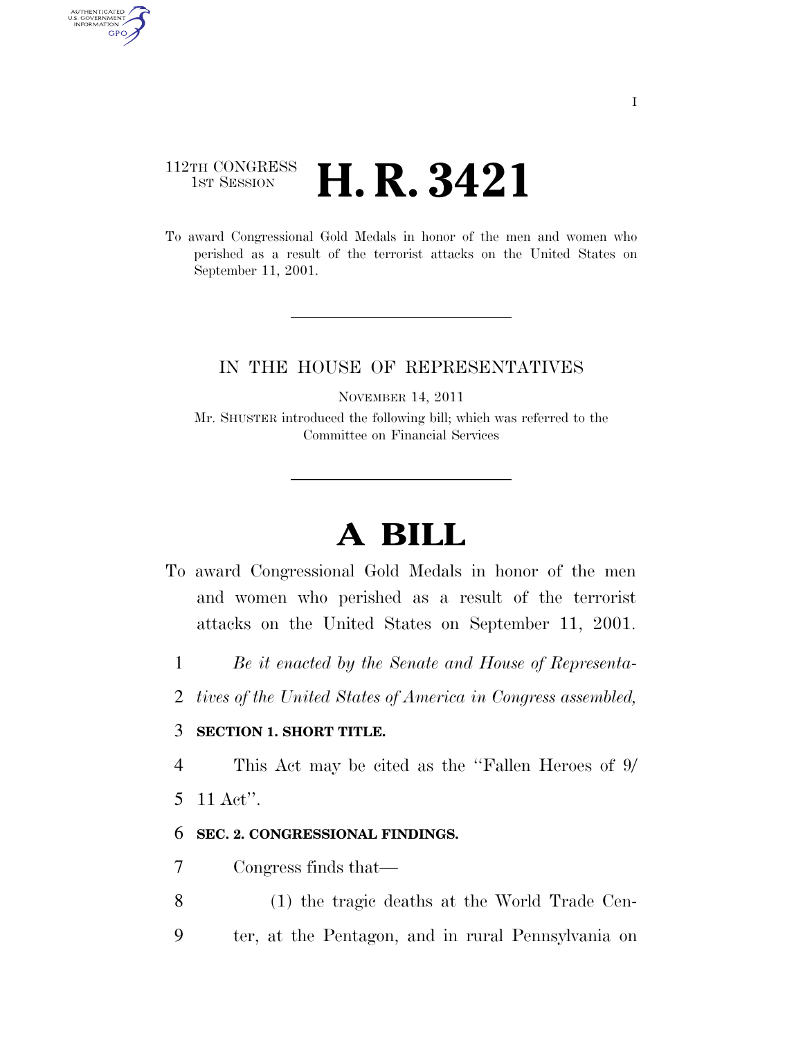112TH CONGRESS
1ST SESSION

# H. R. 3421

To award Congressional Gold Medals in honor of the men and women who perished as a result of the terrorist attacks on the United States on September 11, 2001.

IN THE HOUSE OF REPRESENTATIVES

NOVEMBER 14, 2011

Mr. SHUSTER introduced the following bill; which was referred to the Committee on Financial Services

# A BILL

To award Congressional Gold Medals in honor of the men and women who perished as a result of the terrorist attacks on the United States on September 11, 2001.

1 *Be it enacted by the Senate and House of Representa-*
2 *tives of the United States of America in Congress assembled,*

3 **SECTION 1. SHORT TITLE.**

4 This Act may be cited as the ''Fallen Heroes of 9/
5 11 Act''.

6 **SEC. 2. CONGRESSIONAL FINDINGS.**

7 Congress finds that—

8 (1) the tragic deaths at the World Trade Cen-
9 ter, at the Pentagon, and in rural Pennsylvania on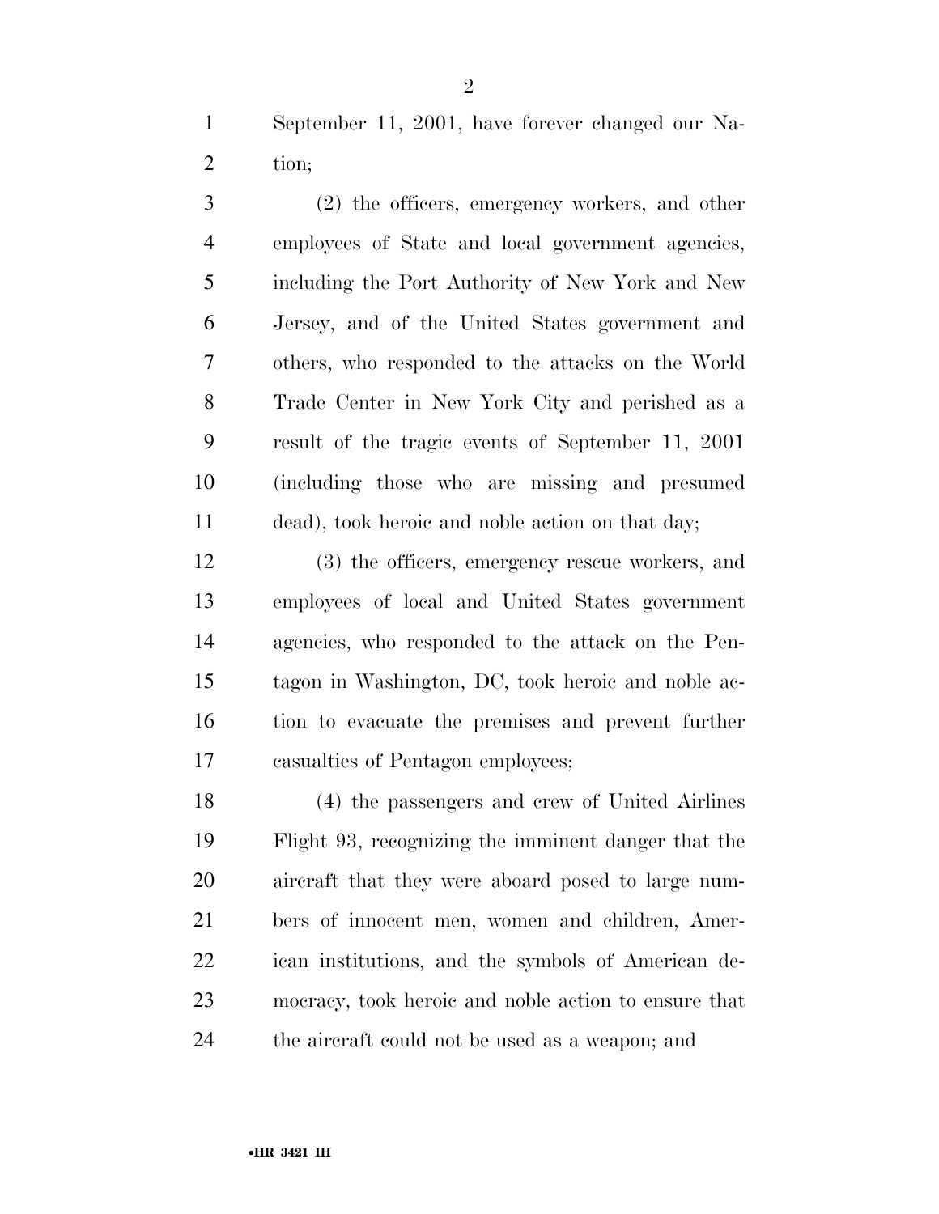September 11, 2001, have forever changed our Nation;

(2) the officers, emergency workers, and other employees of State and local government agencies, including the Port Authority of New York and New Jersey, and of the United States government and others, who responded to the attacks on the World Trade Center in New York City and perished as a result of the tragic events of September 11, 2001 (including those who are missing and presumed dead), took heroic and noble action on that day;

(3) the officers, emergency rescue workers, and employees of local and United States government agencies, who responded to the attack on the Pentagon in Washington, DC, took heroic and noble action to evacuate the premises and prevent further casualties of Pentagon employees;

(4) the passengers and crew of United Airlines Flight 93, recognizing the imminent danger that the aircraft that they were aboard posed to large numbers of innocent men, women and children, American institutions, and the symbols of American democracy, took heroic and noble action to ensure that the aircraft could not be used as a weapon; and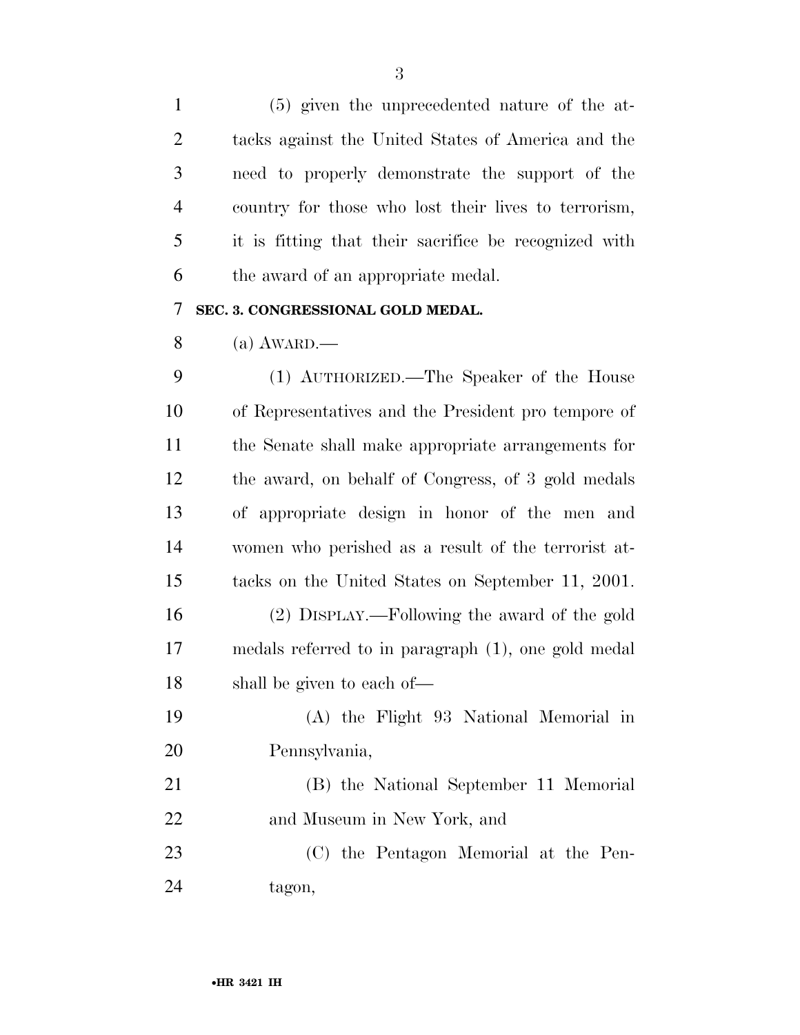(5) given the unprecedented nature of the attacks against the United States of America and the need to properly demonstrate the support of the country for those who lost their lives to terrorism, it is fitting that their sacrifice be recognized with the award of an appropriate medal.

### SEC. 3. CONGRESSIONAL GOLD MEDAL.

(a) AWARD.—

(1) AUTHORIZED.—The Speaker of the House of Representatives and the President pro tempore of the Senate shall make appropriate arrangements for the award, on behalf of Congress, of 3 gold medals of appropriate design in honor of the men and women who perished as a result of the terrorist attacks on the United States on September 11, 2001.

(2) DISPLAY.—Following the award of the gold medals referred to in paragraph (1), one gold medal shall be given to each of—

(A) the Flight 93 National Memorial in Pennsylvania,

(B) the National September 11 Memorial and Museum in New York, and

(C) the Pentagon Memorial at the Pentagon,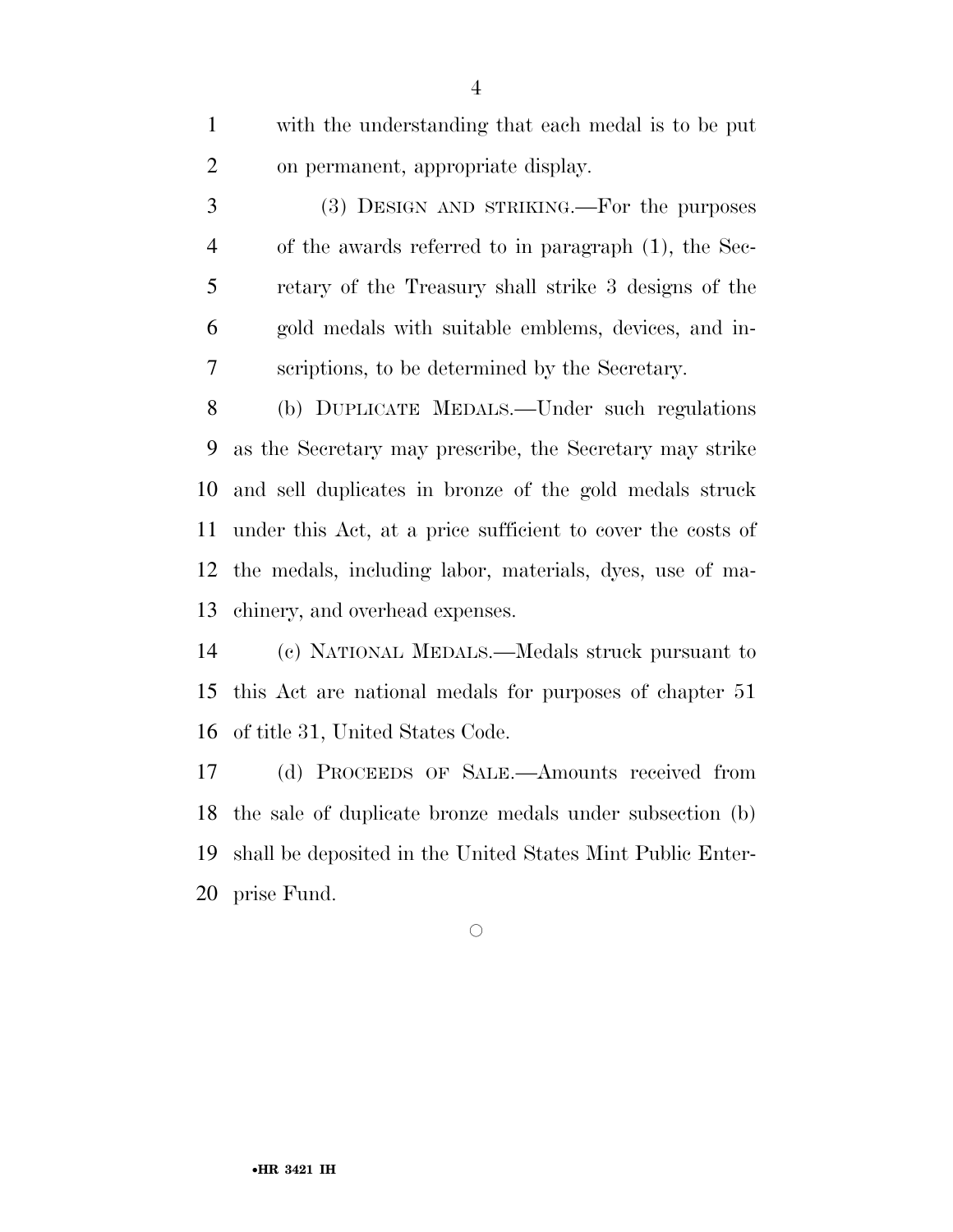with the understanding that each medal is to be put on permanent, appropriate display.

(3) DESIGN AND STRIKING.—For the purposes of the awards referred to in paragraph (1), the Secretary of the Treasury shall strike 3 designs of the gold medals with suitable emblems, devices, and inscriptions, to be determined by the Secretary.

(b) DUPLICATE MEDALS.—Under such regulations as the Secretary may prescribe, the Secretary may strike and sell duplicates in bronze of the gold medals struck under this Act, at a price sufficient to cover the costs of the medals, including labor, materials, dyes, use of machinery, and overhead expenses.

(c) NATIONAL MEDALS.—Medals struck pursuant to this Act are national medals for purposes of chapter 51 of title 31, United States Code.

(d) PROCEEDS OF SALE.—Amounts received from the sale of duplicate bronze medals under subsection (b) shall be deposited in the United States Mint Public Enterprise Fund.